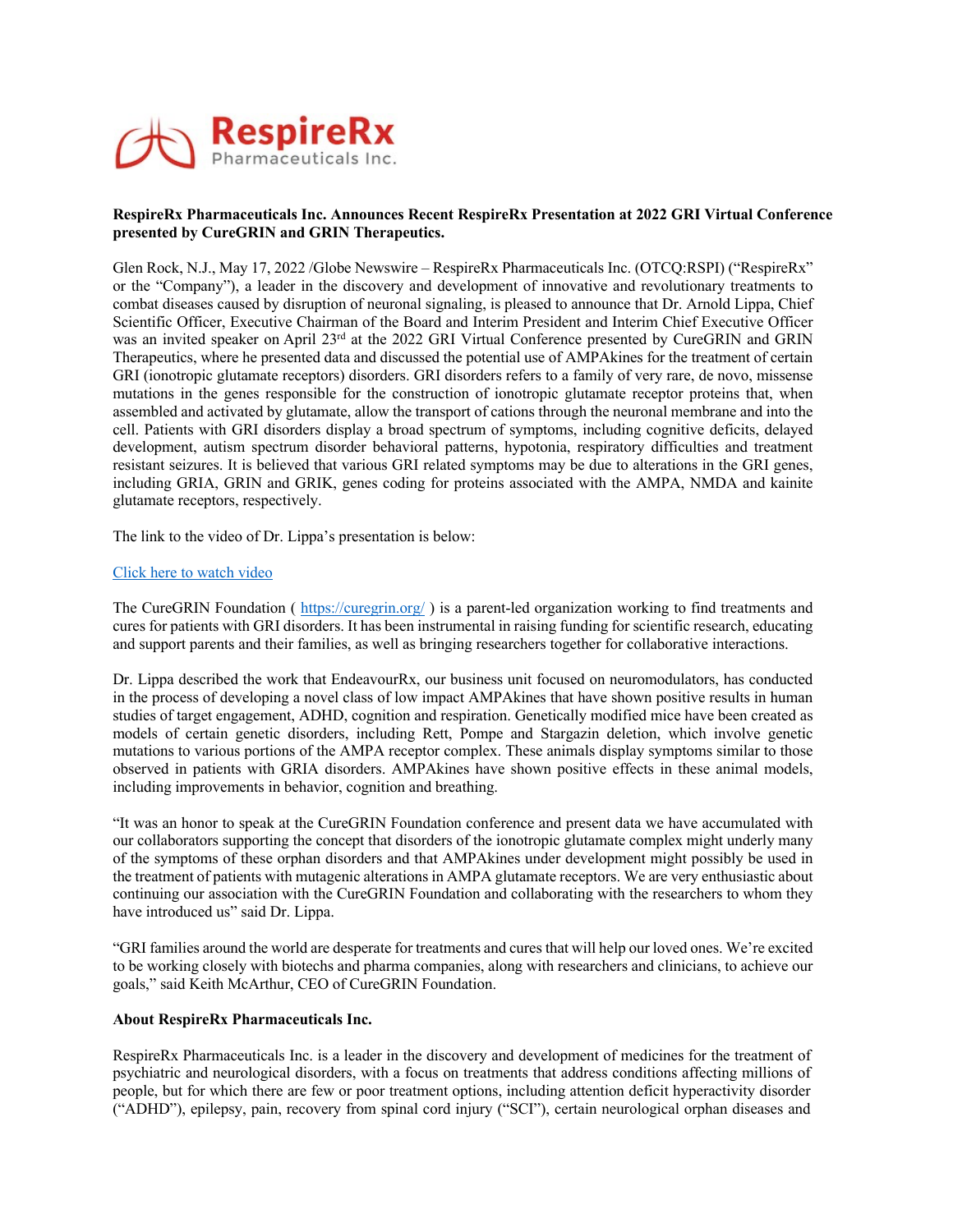**RespireRx Pharmaceuticals Inc. Announces Recent RespireRx Presentation at 2022 GRI Virtual Conference presented by CureGRIN and GRIN Therapeutics.**

Glen Rock, N.J., May 17, 2022 /Globe Newswire – RespireRx Pharmaceuticals Inc. (OTCQ:RSPI) ("RespireRx" or the "Company"), a leader in the discovery and development of innovative and revolutionary treatments to combat diseases caused by disruption of neuronal signaling, is pleased to announce that Dr. Arnold Lippa, Chief Scientific Officer, Executive Chairman of the Board and Interim President and Interim Chief Executive Officer was an invited speaker on April 23rd at the 2022 GRI Virtual Conference presented by CureGRIN and GRIN Therapeutics, where he presented data and discussed the potential use of AMPAkines for the treatment of certain GRI (ionotropic glutamate receptors) disorders. GRI disorders refers to a family of very rare, de novo, missense mutations in the genes responsible for the construction of ionotropic glutamate receptor proteins that, when assembled and activated by glutamate, allow the transport of cations through the neuronal membrane and into the cell. Patients with GRI disorders display a broad spectrum of symptoms, including cognitive deficits, delayed development, autism spectrum disorder behavioral patterns, hypotonia, respiratory difficulties and treatment resistant seizures. It is believed that various GRI related symptoms may be due to alterations in the GRI genes, including GRIA, GRIN and GRIK, genes coding for proteins associated with the AMPA, NMDA and kainite glutamate receptors, respectively.

The link to the video of Dr. Lippa's presentation is below:

Click here to watch video

The CureGRIN Foundation ( https://curegrin.org/ ) is a parent-led organization working to find treatments and cures for patients with GRI disorders. It has been instrumental in raising funding for scientific research, educating and support parents and their families, as well as bringing researchers together for collaborative interactions.

Dr. Lippa described the work that EndeavourRx, our business unit focused on neuromodulators, has conducted in the process of developing a novel class of low impact AMPAkines that have shown positive results in human studies of target engagement, ADHD, cognition and respiration. Genetically modified mice have been created as models of certain genetic disorders, including Rett, Pompe and Stargazin deletion, which involve genetic mutations to various portions of the AMPA receptor complex. These animals display symptoms similar to those observed in patients with GRIA disorders. AMPAkines have shown positive effects in these animal models, including improvements in behavior, cognition and breathing.

"It was an honor to speak at the CureGRIN Foundation conference and present data we have accumulated with our collaborators supporting the concept that disorders of the ionotropic glutamate complex might underly many of the symptoms of these orphan disorders and that AMPAkines under development might possibly be used in the treatment of patients with mutagenic alterations in AMPA glutamate receptors. We are very enthusiastic about continuing our association with the CureGRIN Foundation and collaborating with the researchers to whom they have introduced us" said Dr. Lippa.

"GRI families around the world are desperate for treatments and cures that will help our loved ones. We're excited to be working closely with biotechs and pharma companies, along with researchers and clinicians, to achieve our goals," said Keith McArthur, CEO of CureGRIN Foundation.

**About RespireRx Pharmaceuticals Inc.**

RespireRx Pharmaceuticals Inc. is a leader in the discovery and development of medicines for the treatment of psychiatric and neurological disorders, with a focus on treatments that address conditions affecting millions of people, but for which there are few or poor treatment options, including attention deficit hyperactivity disorder ("ADHD"), epilepsy, pain, recovery from spinal cord injury ("SCI"), certain neurological orphan diseases and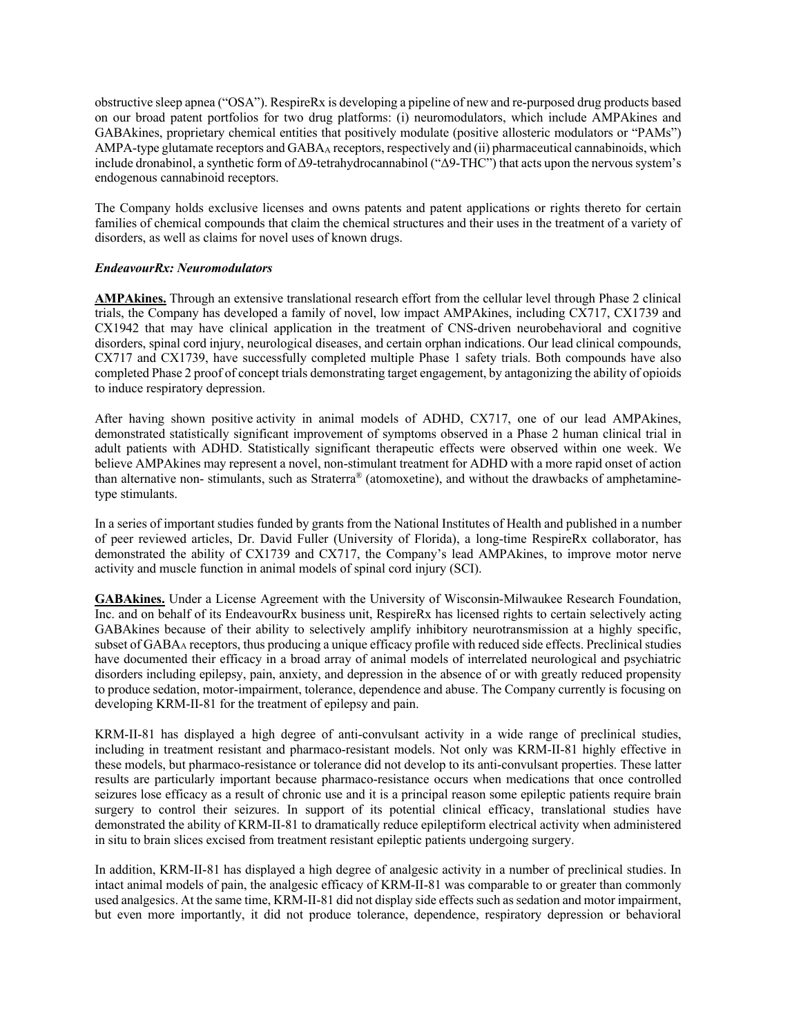obstructive sleep apnea ("OSA"). RespireRx is developing a pipeline of new and re-purposed drug products based on our broad patent portfolios for two drug platforms: (i) neuromodulators, which include AMPAkines and GABAkines, proprietary chemical entities that positively modulate (positive allosteric modulators or "PAMs") AMPA-type glutamate receptors and $GABA_A$ receptors, respectively and (ii) pharmaceutical cannabinoids, which include dronabinol, a synthetic form of Δ9-tetrahydrocannabinol ("Δ9-THC") that acts upon the nervous system's endogenous cannabinoid receptors.

The Company holds exclusive licenses and owns patents and patent applications or rights thereto for certain families of chemical compounds that claim the chemical structures and their uses in the treatment of a variety of disorders, as well as claims for novel uses of known drugs.

***EndeavourRx: Neuromodulators***

**AMPAkines.** Through an extensive translational research effort from the cellular level through Phase 2 clinical trials, the Company has developed a family of novel, low impact AMPAkines, including CX717, CX1739 and CX1942 that may have clinical application in the treatment of CNS-driven neurobehavioral and cognitive disorders, spinal cord injury, neurological diseases, and certain orphan indications. Our lead clinical compounds, CX717 and CX1739, have successfully completed multiple Phase 1 safety trials. Both compounds have also completed Phase 2 proof of concept trials demonstrating target engagement, by antagonizing the ability of opioids to induce respiratory depression.

After having shown positive activity in animal models of ADHD, CX717, one of our lead AMPAkines, demonstrated statistically significant improvement of symptoms observed in a Phase 2 human clinical trial in adult patients with ADHD. Statistically significant therapeutic effects were observed within one week. We believe AMPAkines may represent a novel, non-stimulant treatment for ADHD with a more rapid onset of action than alternative non- stimulants, such as Straterra® (atomoxetine), and without the drawbacks of amphetamine-type stimulants.

In a series of important studies funded by grants from the National Institutes of Health and published in a number of peer reviewed articles, Dr. David Fuller (University of Florida), a long-time RespireRx collaborator, has demonstrated the ability of CX1739 and CX717, the Company's lead AMPAkines, to improve motor nerve activity and muscle function in animal models of spinal cord injury (SCI).

**GABAkines.** Under a License Agreement with the University of Wisconsin-Milwaukee Research Foundation, Inc. and on behalf of its EndeavourRx business unit, RespireRx has licensed rights to certain selectively acting GABAkines because of their ability to selectively amplify inhibitory neurotransmission at a highly specific, subset of $GABA_A$ receptors, thus producing a unique efficacy profile with reduced side effects. Preclinical studies have documented their efficacy in a broad array of animal models of interrelated neurological and psychiatric disorders including epilepsy, pain, anxiety, and depression in the absence of or with greatly reduced propensity to produce sedation, motor-impairment, tolerance, dependence and abuse. The Company currently is focusing on developing KRM-II-81 for the treatment of epilepsy and pain.

KRM-II-81 has displayed a high degree of anti-convulsant activity in a wide range of preclinical studies, including in treatment resistant and pharmaco-resistant models. Not only was KRM-II-81 highly effective in these models, but pharmaco-resistance or tolerance did not develop to its anti-convulsant properties. These latter results are particularly important because pharmaco-resistance occurs when medications that once controlled seizures lose efficacy as a result of chronic use and it is a principal reason some epileptic patients require brain surgery to control their seizures. In support of its potential clinical efficacy, translational studies have demonstrated the ability of KRM-II-81 to dramatically reduce epileptiform electrical activity when administered in situ to brain slices excised from treatment resistant epileptic patients undergoing surgery.

In addition, KRM-II-81 has displayed a high degree of analgesic activity in a number of preclinical studies. In intact animal models of pain, the analgesic efficacy of KRM-II-81 was comparable to or greater than commonly used analgesics. At the same time, KRM-II-81 did not display side effects such as sedation and motor impairment, but even more importantly, it did not produce tolerance, dependence, respiratory depression or behavioral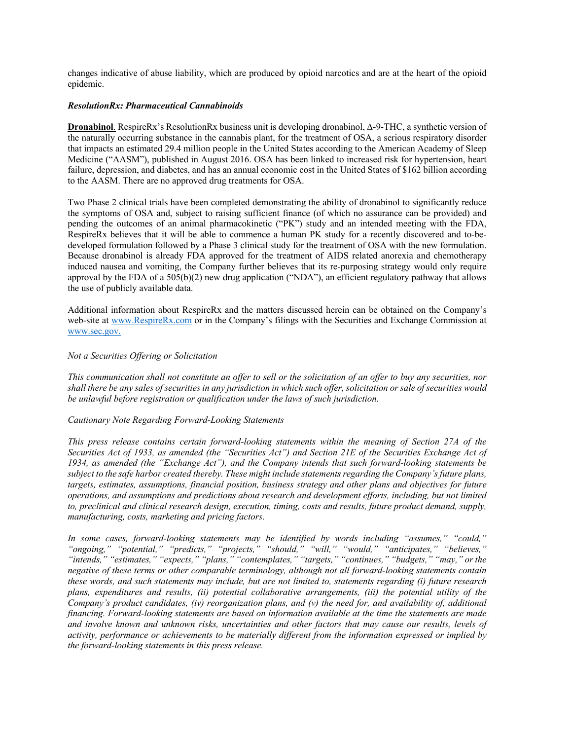changes indicative of abuse liability, which are produced by opioid narcotics and are at the heart of the opioid epidemic.

***ResolutionRx: Pharmaceutical Cannabinoids***

**Dronabinol**. RespireRx's ResolutionRx business unit is developing dronabinol, Δ-9-THC, a synthetic version of the naturally occurring substance in the cannabis plant, for the treatment of OSA, a serious respiratory disorder that impacts an estimated 29.4 million people in the United States according to the American Academy of Sleep Medicine ("AASM"), published in August 2016. OSA has been linked to increased risk for hypertension, heart failure, depression, and diabetes, and has an annual economic cost in the United States of $162 billion according to the AASM. There are no approved drug treatments for OSA.

Two Phase 2 clinical trials have been completed demonstrating the ability of dronabinol to significantly reduce the symptoms of OSA and, subject to raising sufficient finance (of which no assurance can be provided) and pending the outcomes of an animal pharmacokinetic ("PK") study and an intended meeting with the FDA, RespireRx believes that it will be able to commence a human PK study for a recently discovered and to-be-developed formulation followed by a Phase 3 clinical study for the treatment of OSA with the new formulation. Because dronabinol is already FDA approved for the treatment of AIDS related anorexia and chemotherapy induced nausea and vomiting, the Company further believes that its re-purposing strategy would only require approval by the FDA of a 505(b)(2) new drug application ("NDA"), an efficient regulatory pathway that allows the use of publicly available data.

Additional information about RespireRx and the matters discussed herein can be obtained on the Company's web-site at [www.RespireRx.com](http://www.RespireRx.com) or in the Company's filings with the Securities and Exchange Commission at [www.sec.gov.](http://www.sec.gov)

*Not a Securities Offering or Solicitation*

*This communication shall not constitute an offer to sell or the solicitation of an offer to buy any securities, nor shall there be any sales of securities in any jurisdiction in which such offer, solicitation or sale of securities would be unlawful before registration or qualification under the laws of such jurisdiction.*

*Cautionary Note Regarding Forward-Looking Statements*

*This press release contains certain forward-looking statements within the meaning of Section 27A of the Securities Act of 1933, as amended (the "Securities Act") and Section 21E of the Securities Exchange Act of 1934, as amended (the "Exchange Act"), and the Company intends that such forward-looking statements be subject to the safe harbor created thereby. These might include statements regarding the Company's future plans, targets, estimates, assumptions, financial position, business strategy and other plans and objectives for future operations, and assumptions and predictions about research and development efforts, including, but not limited to, preclinical and clinical research design, execution, timing, costs and results, future product demand, supply, manufacturing, costs, marketing and pricing factors.*

*In some cases, forward-looking statements may be identified by words including "assumes," "could," "ongoing," "potential," "predicts," "projects," "should," "will," "would," "anticipates," "believes," "intends," "estimates," "expects," "plans," "contemplates," "targets," "continues," "budgets," "may," or the negative of these terms or other comparable terminology, although not all forward-looking statements contain these words, and such statements may include, but are not limited to, statements regarding (i) future research plans, expenditures and results, (ii) potential collaborative arrangements, (iii) the potential utility of the Company's product candidates, (iv) reorganization plans, and (v) the need for, and availability of, additional financing. Forward-looking statements are based on information available at the time the statements are made and involve known and unknown risks, uncertainties and other factors that may cause our results, levels of activity, performance or achievements to be materially different from the information expressed or implied by the forward-looking statements in this press release.*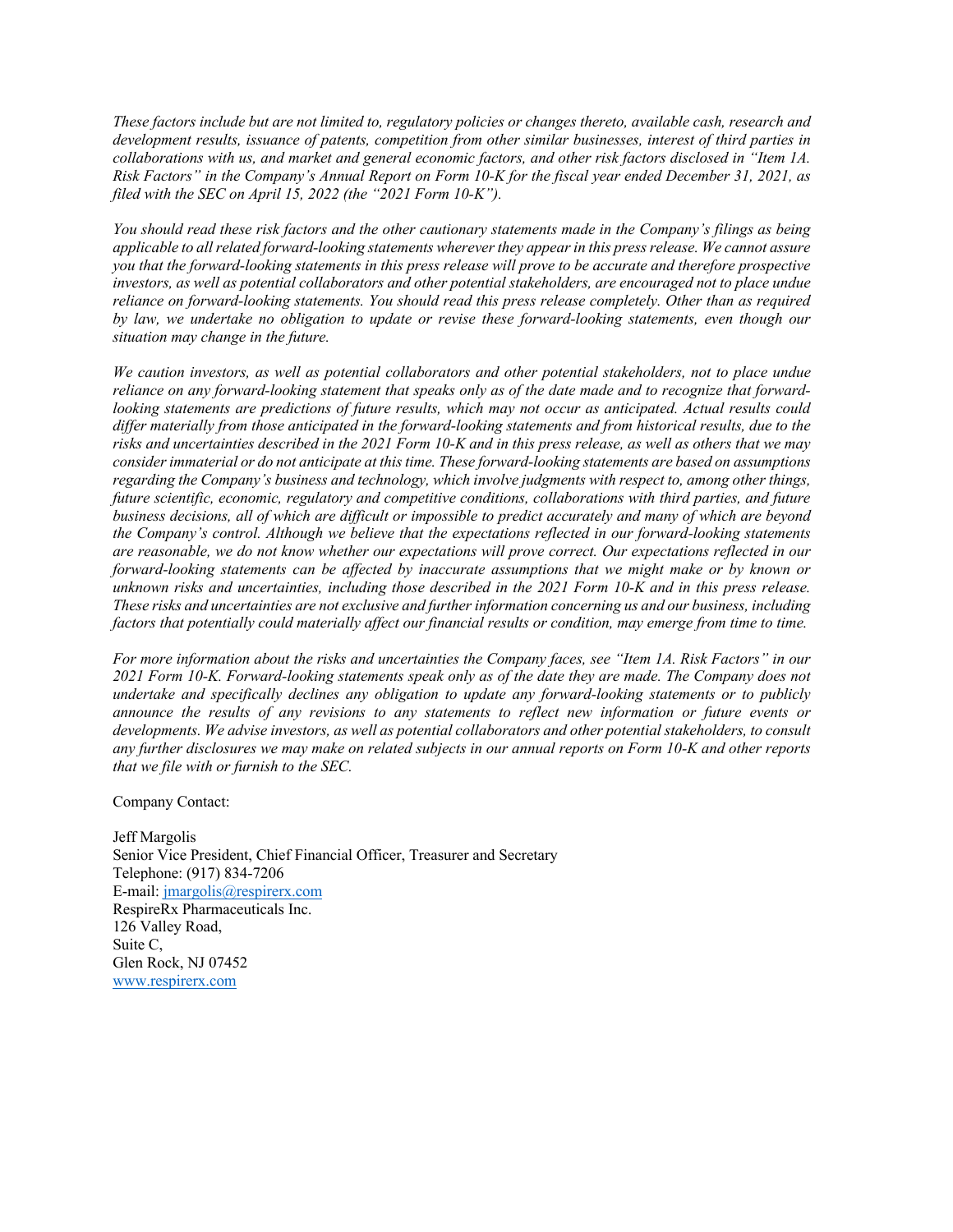*These factors include but are not limited to, regulatory policies or changes thereto, available cash, research and development results, issuance of patents, competition from other similar businesses, interest of third parties in collaborations with us, and market and general economic factors, and other risk factors disclosed in "Item 1A. Risk Factors" in the Company's Annual Report on Form 10-K for the fiscal year ended December 31, 2021, as filed with the SEC on April 15, 2022 (the "2021 Form 10-K").*

*You should read these risk factors and the other cautionary statements made in the Company's filings as being applicable to all related forward-looking statements wherever they appear in this press release. We cannot assure you that the forward-looking statements in this press release will prove to be accurate and therefore prospective investors, as well as potential collaborators and other potential stakeholders, are encouraged not to place undue reliance on forward-looking statements. You should read this press release completely. Other than as required by law, we undertake no obligation to update or revise these forward-looking statements, even though our situation may change in the future.*

*We caution investors, as well as potential collaborators and other potential stakeholders, not to place undue reliance on any forward-looking statement that speaks only as of the date made and to recognize that forward-looking statements are predictions of future results, which may not occur as anticipated. Actual results could differ materially from those anticipated in the forward-looking statements and from historical results, due to the risks and uncertainties described in the 2021 Form 10-K and in this press release, as well as others that we may consider immaterial or do not anticipate at this time. These forward-looking statements are based on assumptions regarding the Company's business and technology, which involve judgments with respect to, among other things, future scientific, economic, regulatory and competitive conditions, collaborations with third parties, and future business decisions, all of which are difficult or impossible to predict accurately and many of which are beyond the Company's control. Although we believe that the expectations reflected in our forward-looking statements are reasonable, we do not know whether our expectations will prove correct. Our expectations reflected in our forward-looking statements can be affected by inaccurate assumptions that we might make or by known or unknown risks and uncertainties, including those described in the 2021 Form 10-K and in this press release. These risks and uncertainties are not exclusive and further information concerning us and our business, including factors that potentially could materially affect our financial results or condition, may emerge from time to time.*

*For more information about the risks and uncertainties the Company faces, see "Item 1A. Risk Factors" in our 2021 Form 10-K. Forward-looking statements speak only as of the date they are made. The Company does not undertake and specifically declines any obligation to update any forward-looking statements or to publicly announce the results of any revisions to any statements to reflect new information or future events or developments. We advise investors, as well as potential collaborators and other potential stakeholders, to consult any further disclosures we may make on related subjects in our annual reports on Form 10-K and other reports that we file with or furnish to the SEC.*

Company Contact:

Jeff Margolis
Senior Vice President, Chief Financial Officer, Treasurer and Secretary
Telephone: (917) 834-7206
E-mail: jmargolis@respirerx.com
RespireRx Pharmaceuticals Inc.
126 Valley Road,
Suite C,
Glen Rock, NJ 07452
www.respirerx.com